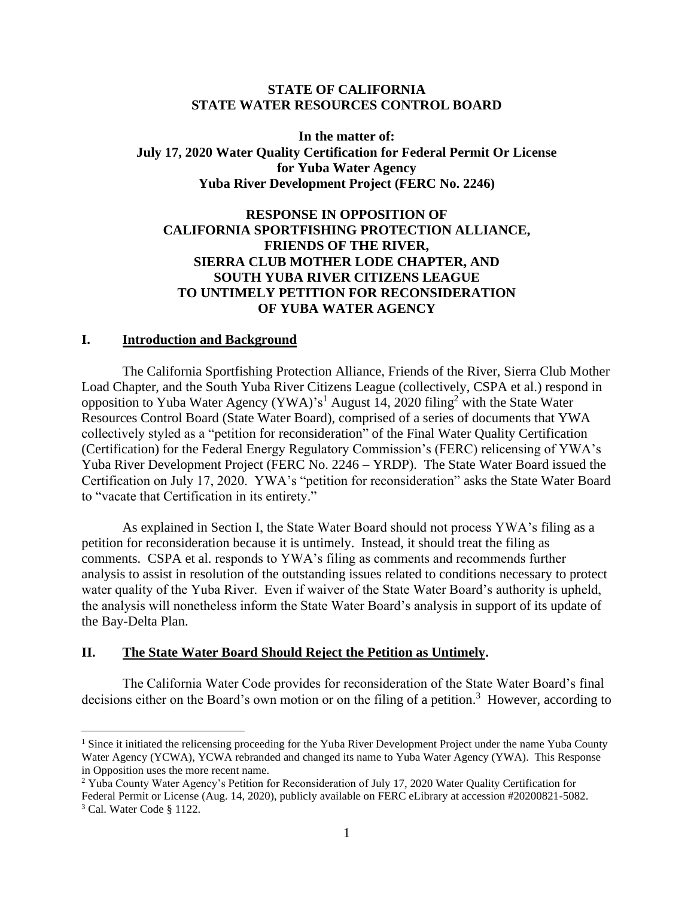**STATE OF CALIFORNIA**
**STATE WATER RESOURCES CONTROL BOARD**

**In the matter of:**
**July 17, 2020 Water Quality Certification for Federal Permit Or License for Yuba Water Agency**
**Yuba River Development Project (FERC No. 2246)**

**RESPONSE IN OPPOSITION OF**
**CALIFORNIA SPORTFISHING PROTECTION ALLIANCE,**
**FRIENDS OF THE RIVER,**
**SIERRA CLUB MOTHER LODE CHAPTER, AND**
**SOUTH YUBA RIVER CITIZENS LEAGUE**
**TO UNTIMELY PETITION FOR RECONSIDERATION**
**OF YUBA WATER AGENCY**

## I. Introduction and Background

The California Sportfishing Protection Alliance, Friends of the River, Sierra Club Mother Load Chapter, and the South Yuba River Citizens League (collectively, CSPA et al.) respond in opposition to Yuba Water Agency (YWA)'s[1] August 14, 2020 filing[2] with the State Water Resources Control Board (State Water Board), comprised of a series of documents that YWA collectively styled as a "petition for reconsideration" of the Final Water Quality Certification (Certification) for the Federal Energy Regulatory Commission's (FERC) relicensing of YWA's Yuba River Development Project (FERC No. 2246 – YRDP). The State Water Board issued the Certification on July 17, 2020. YWA's "petition for reconsideration" asks the State Water Board to "vacate that Certification in its entirety."

As explained in Section I, the State Water Board should not process YWA's filing as a petition for reconsideration because it is untimely. Instead, it should treat the filing as comments. CSPA et al. responds to YWA's filing as comments and recommends further analysis to assist in resolution of the outstanding issues related to conditions necessary to protect water quality of the Yuba River. Even if waiver of the State Water Board's authority is upheld, the analysis will nonetheless inform the State Water Board's analysis in support of its update of the Bay-Delta Plan.

## II. The State Water Board Should Reject the Petition as Untimely.

The California Water Code provides for reconsideration of the State Water Board's final decisions either on the Board's own motion or on the filing of a petition.[3] However, according to

---

[1] Since it initiated the relicensing proceeding for the Yuba River Development Project under the name Yuba County Water Agency (YCWA), YCWA rebranded and changed its name to Yuba Water Agency (YWA). This Response in Opposition uses the more recent name.

[2] Yuba County Water Agency's Petition for Reconsideration of July 17, 2020 Water Quality Certification for Federal Permit or License (Aug. 14, 2020), publicly available on FERC eLibrary at accession #20200821-5082.

[3] Cal. Water Code § 1122.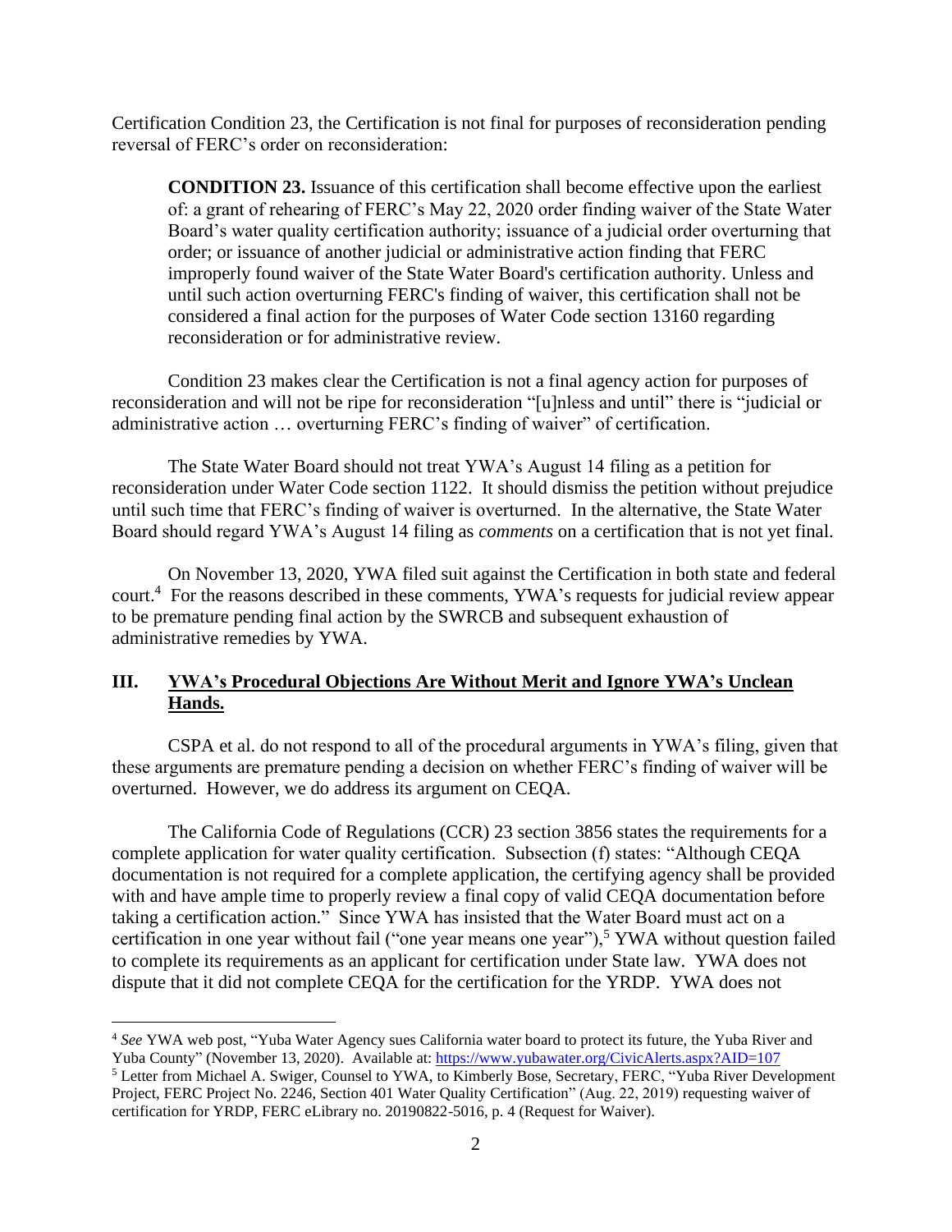Certification Condition 23, the Certification is not final for purposes of reconsideration pending reversal of FERC's order on reconsideration:

> **CONDITION 23.** Issuance of this certification shall become effective upon the earliest of: a grant of rehearing of FERC's May 22, 2020 order finding waiver of the State Water Board's water quality certification authority; issuance of a judicial order overturning that order; or issuance of another judicial or administrative action finding that FERC improperly found waiver of the State Water Board's certification authority. Unless and until such action overturning FERC's finding of waiver, this certification shall not be considered a final action for the purposes of Water Code section 13160 regarding reconsideration or for administrative review.

Condition 23 makes clear the Certification is not a final agency action for purposes of reconsideration and will not be ripe for reconsideration "[u]nless and until" there is "judicial or administrative action … overturning FERC's finding of waiver" of certification.

The State Water Board should not treat YWA's August 14 filing as a petition for reconsideration under Water Code section 1122. It should dismiss the petition without prejudice until such time that FERC's finding of waiver is overturned. In the alternative, the State Water Board should regard YWA's August 14 filing as *comments* on a certification that is not yet final.

On November 13, 2020, YWA filed suit against the Certification in both state and federal court.[4] For the reasons described in these comments, YWA's requests for judicial review appear to be premature pending final action by the SWRCB and subsequent exhaustion of administrative remedies by YWA.

## III. YWA's Procedural Objections Are Without Merit and Ignore YWA's Unclean Hands.

CSPA et al. do not respond to all of the procedural arguments in YWA's filing, given that these arguments are premature pending a decision on whether FERC's finding of waiver will be overturned. However, we do address its argument on CEQA.

The California Code of Regulations (CCR) 23 section 3856 states the requirements for a complete application for water quality certification. Subsection (f) states: "Although CEQA documentation is not required for a complete application, the certifying agency shall be provided with and have ample time to properly review a final copy of valid CEQA documentation before taking a certification action." Since YWA has insisted that the Water Board must act on a certification in one year without fail ("one year means one year"),[5] YWA without question failed to complete its requirements as an applicant for certification under State law. YWA does not dispute that it did not complete CEQA for the certification for the YRDP. YWA does not

---

[4] *See* YWA web post, "Yuba Water Agency sues California water board to protect its future, the Yuba River and Yuba County" (November 13, 2020). Available at: https://www.yubawater.org/CivicAlerts.aspx?AID=107

[5] Letter from Michael A. Swiger, Counsel to YWA, to Kimberly Bose, Secretary, FERC, "Yuba River Development Project, FERC Project No. 2246, Section 401 Water Quality Certification" (Aug. 22, 2019) requesting waiver of certification for YRDP, FERC eLibrary no. 20190822-5016, p. 4 (Request for Waiver).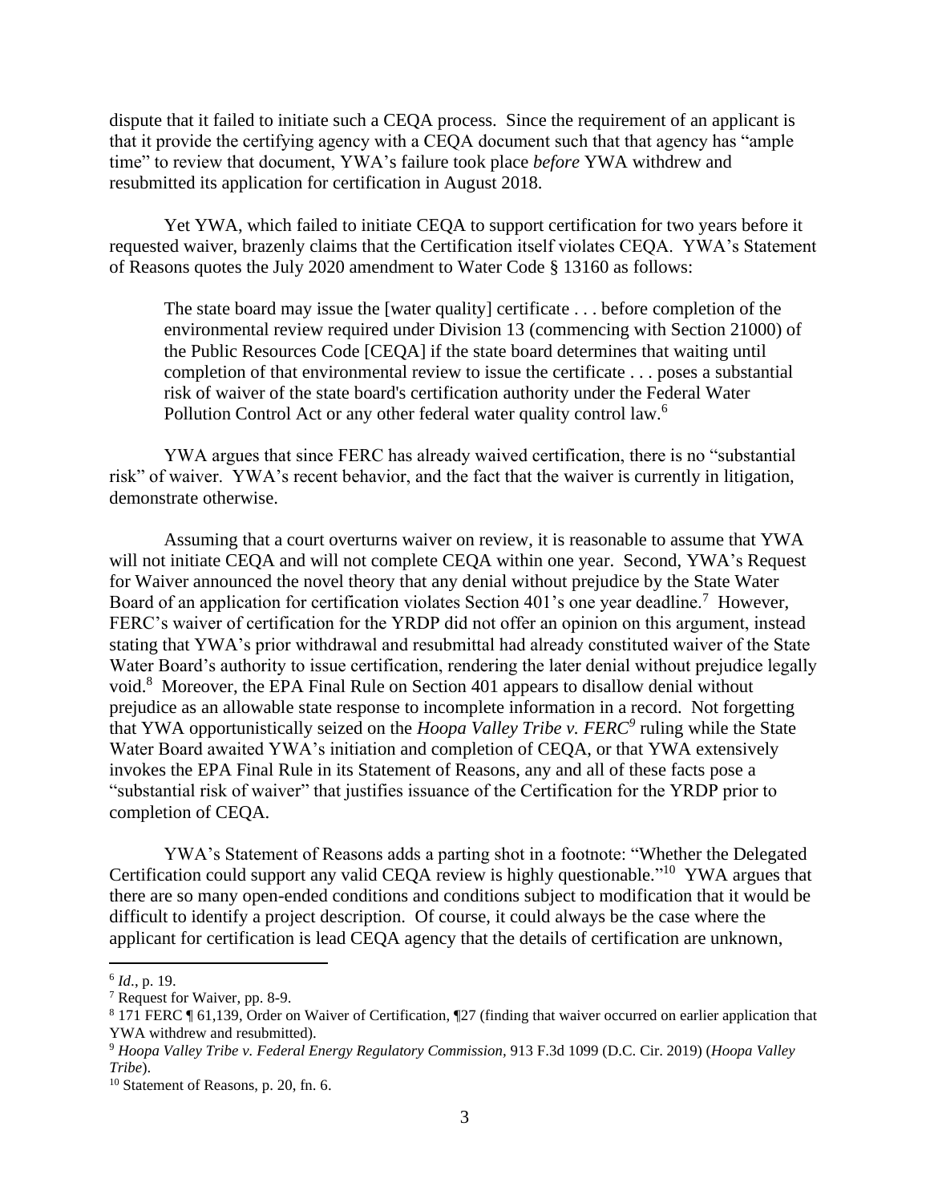dispute that it failed to initiate such a CEQA process. Since the requirement of an applicant is that it provide the certifying agency with a CEQA document such that that agency has "ample time" to review that document, YWA's failure took place *before* YWA withdrew and resubmitted its application for certification in August 2018.

Yet YWA, which failed to initiate CEQA to support certification for two years before it requested waiver, brazenly claims that the Certification itself violates CEQA. YWA's Statement of Reasons quotes the July 2020 amendment to Water Code § 13160 as follows:

> The state board may issue the [water quality] certificate . . . before completion of the environmental review required under Division 13 (commencing with Section 21000) of the Public Resources Code [CEQA] if the state board determines that waiting until completion of that environmental review to issue the certificate . . . poses a substantial risk of waiver of the state board's certification authority under the Federal Water Pollution Control Act or any other federal water quality control law.[6]

YWA argues that since FERC has already waived certification, there is no "substantial risk" of waiver. YWA's recent behavior, and the fact that the waiver is currently in litigation, demonstrate otherwise.

Assuming that a court overturns waiver on review, it is reasonable to assume that YWA will not initiate CEQA and will not complete CEQA within one year. Second, YWA's Request for Waiver announced the novel theory that any denial without prejudice by the State Water Board of an application for certification violates Section 401's one year deadline.[7] However, FERC's waiver of certification for the YRDP did not offer an opinion on this argument, instead stating that YWA's prior withdrawal and resubmittal had already constituted waiver of the State Water Board's authority to issue certification, rendering the later denial without prejudice legally void.[8] Moreover, the EPA Final Rule on Section 401 appears to disallow denial without prejudice as an allowable state response to incomplete information in a record. Not forgetting that YWA opportunistically seized on the *Hoopa Valley Tribe v. FERC*[9] ruling while the State Water Board awaited YWA's initiation and completion of CEQA, or that YWA extensively invokes the EPA Final Rule in its Statement of Reasons, any and all of these facts pose a "substantial risk of waiver" that justifies issuance of the Certification for the YRDP prior to completion of CEQA.

YWA's Statement of Reasons adds a parting shot in a footnote: "Whether the Delegated Certification could support any valid CEQA review is highly questionable."[10] YWA argues that there are so many open-ended conditions and conditions subject to modification that it would be difficult to identify a project description. Of course, it could always be the case where the applicant for certification is lead CEQA agency that the details of certification are unknown,

---

[6] *Id*., p. 19.

[7] Request for Waiver, pp. 8-9.

[8] 171 FERC ¶ 61,139, Order on Waiver of Certification, ¶27 (finding that waiver occurred on earlier application that YWA withdrew and resubmitted).

[9] *Hoopa Valley Tribe v. Federal Energy Regulatory Commission*, 913 F.3d 1099 (D.C. Cir. 2019) (*Hoopa Valley Tribe*).

[10] Statement of Reasons, p. 20, fn. 6.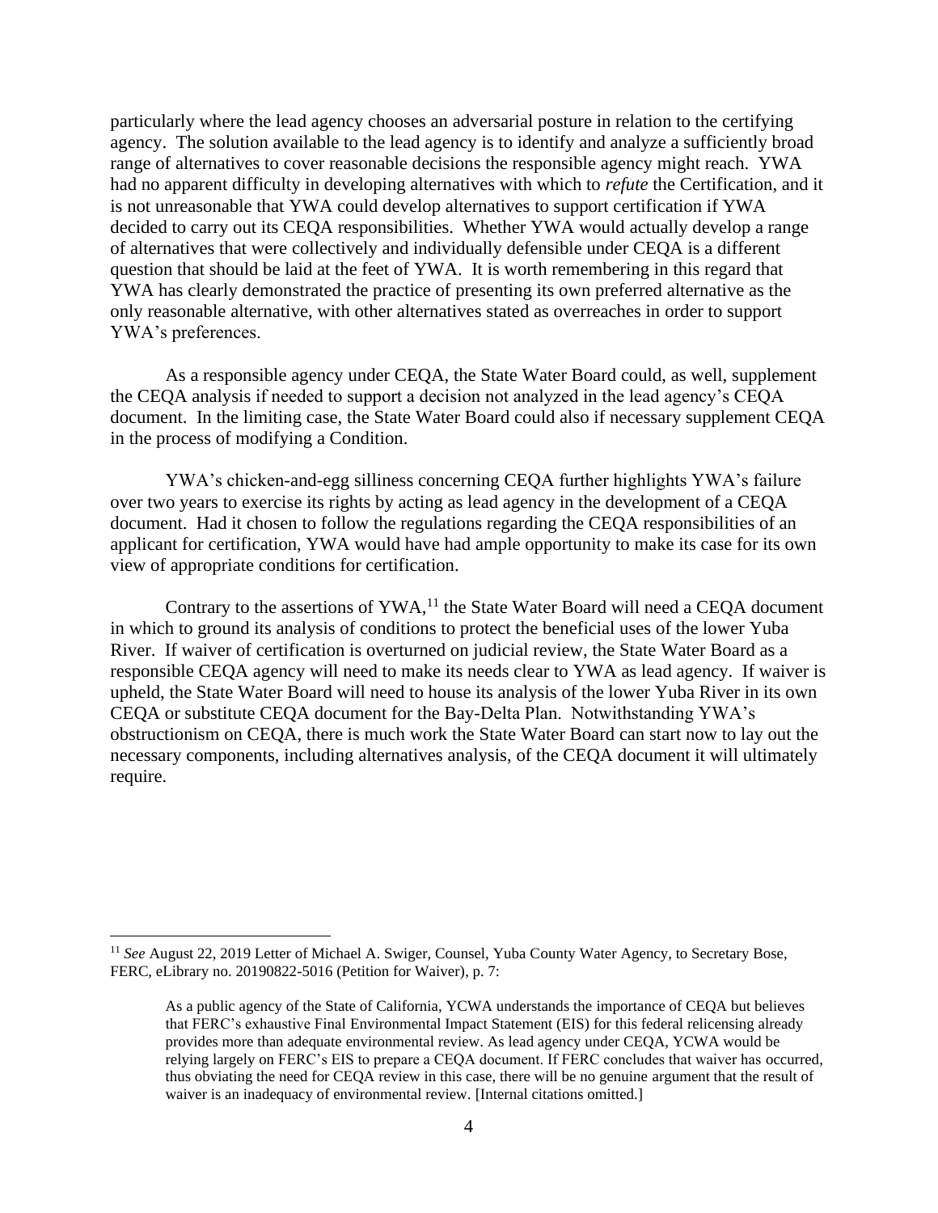particularly where the lead agency chooses an adversarial posture in relation to the certifying agency. The solution available to the lead agency is to identify and analyze a sufficiently broad range of alternatives to cover reasonable decisions the responsible agency might reach. YWA had no apparent difficulty in developing alternatives with which to *refute* the Certification, and it is not unreasonable that YWA could develop alternatives to support certification if YWA decided to carry out its CEQA responsibilities. Whether YWA would actually develop a range of alternatives that were collectively and individually defensible under CEQA is a different question that should be laid at the feet of YWA. It is worth remembering in this regard that YWA has clearly demonstrated the practice of presenting its own preferred alternative as the only reasonable alternative, with other alternatives stated as overreaches in order to support YWA's preferences.

As a responsible agency under CEQA, the State Water Board could, as well, supplement the CEQA analysis if needed to support a decision not analyzed in the lead agency's CEQA document. In the limiting case, the State Water Board could also if necessary supplement CEQA in the process of modifying a Condition.

YWA's chicken-and-egg silliness concerning CEQA further highlights YWA's failure over two years to exercise its rights by acting as lead agency in the development of a CEQA document. Had it chosen to follow the regulations regarding the CEQA responsibilities of an applicant for certification, YWA would have had ample opportunity to make its case for its own view of appropriate conditions for certification.

Contrary to the assertions of YWA,[11] the State Water Board will need a CEQA document in which to ground its analysis of conditions to protect the beneficial uses of the lower Yuba River. If waiver of certification is overturned on judicial review, the State Water Board as a responsible CEQA agency will need to make its needs clear to YWA as lead agency. If waiver is upheld, the State Water Board will need to house its analysis of the lower Yuba River in its own CEQA or substitute CEQA document for the Bay-Delta Plan. Notwithstanding YWA's obstructionism on CEQA, there is much work the State Water Board can start now to lay out the necessary components, including alternatives analysis, of the CEQA document it will ultimately require.

---

[11] *See* August 22, 2019 Letter of Michael A. Swiger, Counsel, Yuba County Water Agency, to Secretary Bose, FERC, eLibrary no. 20190822-5016 (Petition for Waiver), p. 7:

> As a public agency of the State of California, YCWA understands the importance of CEQA but believes that FERC's exhaustive Final Environmental Impact Statement (EIS) for this federal relicensing already provides more than adequate environmental review. As lead agency under CEQA, YCWA would be relying largely on FERC's EIS to prepare a CEQA document. If FERC concludes that waiver has occurred, thus obviating the need for CEQA review in this case, there will be no genuine argument that the result of waiver is an inadequacy of environmental review. [Internal citations omitted.]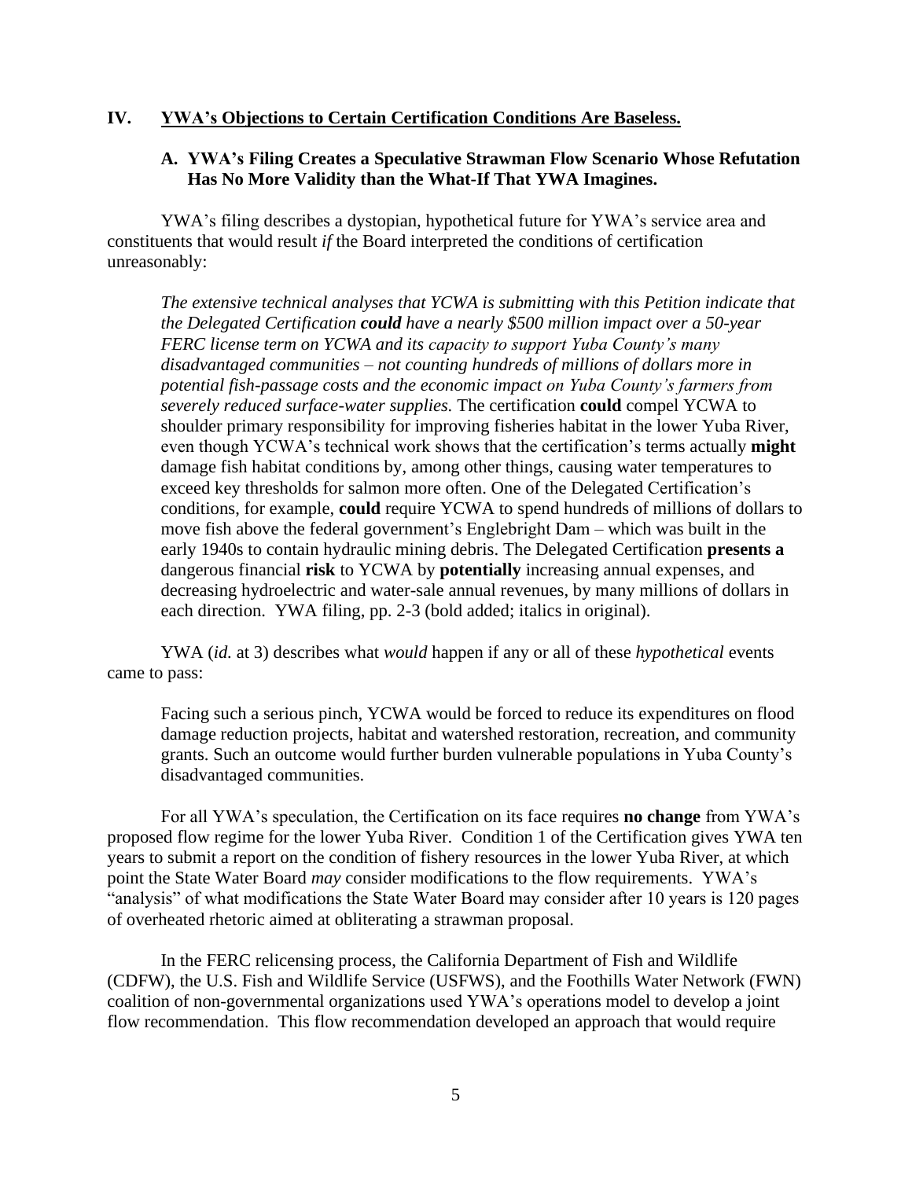## IV. YWA's Objections to Certain Certification Conditions Are Baseless.

### A. YWA's Filing Creates a Speculative Strawman Flow Scenario Whose Refutation Has No More Validity than the What-If That YWA Imagines.

YWA's filing describes a dystopian, hypothetical future for YWA's service area and constituents that would result *if* the Board interpreted the conditions of certification unreasonably:

> *The extensive technical analyses that YCWA is submitting with this Petition indicate that the Delegated Certification **could** have a nearly $500 million impact over a 50-year FERC license term on YCWA and its capacity to support Yuba County's many disadvantaged communities – not counting hundreds of millions of dollars more in potential fish-passage costs and the economic impact on Yuba County's farmers from severely reduced surface-water supplies.* The certification **could** compel YCWA to shoulder primary responsibility for improving fisheries habitat in the lower Yuba River, even though YCWA's technical work shows that the certification's terms actually **might** damage fish habitat conditions by, among other things, causing water temperatures to exceed key thresholds for salmon more often. One of the Delegated Certification's conditions, for example, **could** require YCWA to spend hundreds of millions of dollars to move fish above the federal government's Englebright Dam – which was built in the early 1940s to contain hydraulic mining debris. The Delegated Certification **presents a** dangerous financial **risk** to YCWA by **potentially** increasing annual expenses, and decreasing hydroelectric and water-sale annual revenues, by many millions of dollars in each direction. YWA filing, pp. 2-3 (bold added; italics in original).

YWA (*id.* at 3) describes what *would* happen if any or all of these *hypothetical* events came to pass:

> Facing such a serious pinch, YCWA would be forced to reduce its expenditures on flood damage reduction projects, habitat and watershed restoration, recreation, and community grants. Such an outcome would further burden vulnerable populations in Yuba County's disadvantaged communities.

For all YWA's speculation, the Certification on its face requires **no change** from YWA's proposed flow regime for the lower Yuba River. Condition 1 of the Certification gives YWA ten years to submit a report on the condition of fishery resources in the lower Yuba River, at which point the State Water Board *may* consider modifications to the flow requirements. YWA's "analysis" of what modifications the State Water Board may consider after 10 years is 120 pages of overheated rhetoric aimed at obliterating a strawman proposal.

In the FERC relicensing process, the California Department of Fish and Wildlife (CDFW), the U.S. Fish and Wildlife Service (USFWS), and the Foothills Water Network (FWN) coalition of non-governmental organizations used YWA's operations model to develop a joint flow recommendation. This flow recommendation developed an approach that would require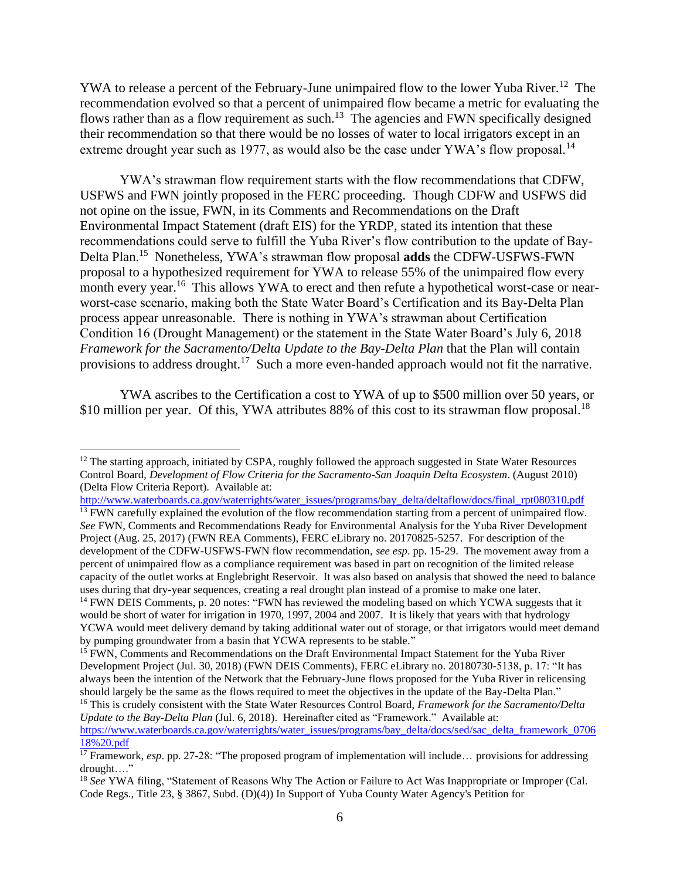YWA to release a percent of the February-June unimpaired flow to the lower Yuba River.[12] The recommendation evolved so that a percent of unimpaired flow became a metric for evaluating the flows rather than as a flow requirement as such.[13] The agencies and FWN specifically designed their recommendation so that there would be no losses of water to local irrigators except in an extreme drought year such as 1977, as would also be the case under YWA's flow proposal.[14]

YWA's strawman flow requirement starts with the flow recommendations that CDFW, USFWS and FWN jointly proposed in the FERC proceeding. Though CDFW and USFWS did not opine on the issue, FWN, in its Comments and Recommendations on the Draft Environmental Impact Statement (draft EIS) for the YRDP, stated its intention that these recommendations could serve to fulfill the Yuba River's flow contribution to the update of Bay-Delta Plan.[15] Nonetheless, YWA's strawman flow proposal **adds** the CDFW-USFWS-FWN proposal to a hypothesized requirement for YWA to release 55% of the unimpaired flow every month every year.[16] This allows YWA to erect and then refute a hypothetical worst-case or near-worst-case scenario, making both the State Water Board's Certification and its Bay-Delta Plan process appear unreasonable. There is nothing in YWA's strawman about Certification Condition 16 (Drought Management) or the statement in the State Water Board's July 6, 2018 *Framework for the Sacramento/Delta Update to the Bay-Delta Plan* that the Plan will contain provisions to address drought.[17] Such a more even-handed approach would not fit the narrative.

YWA ascribes to the Certification a cost to YWA of up to $500 million over 50 years, or $10 million per year. Of this, YWA attributes 88% of this cost to its strawman flow proposal.[18]

---

[12] The starting approach, initiated by CSPA, roughly followed the approach suggested in State Water Resources Control Board, *Development of Flow Criteria for the Sacramento-San Joaquin Delta Ecosystem*. (August 2010) (Delta Flow Criteria Report). Available at: http://www.waterboards.ca.gov/waterrights/water_issues/programs/bay_delta/deltaflow/docs/final_rpt080310.pdf

[13] FWN carefully explained the evolution of the flow recommendation starting from a percent of unimpaired flow. *See* FWN, Comments and Recommendations Ready for Environmental Analysis for the Yuba River Development Project (Aug. 25, 2017) (FWN REA Comments), FERC eLibrary no. 20170825-5257. For description of the development of the CDFW-USFWS-FWN flow recommendation, *see esp*. pp. 15-29. The movement away from a percent of unimpaired flow as a compliance requirement was based in part on recognition of the limited release capacity of the outlet works at Englebright Reservoir. It was also based on analysis that showed the need to balance uses during that dry-year sequences, creating a real drought plan instead of a promise to make one later.

[14] FWN DEIS Comments, p. 20 notes: "FWN has reviewed the modeling based on which YCWA suggests that it would be short of water for irrigation in 1970, 1997, 2004 and 2007. It is likely that years with that hydrology YCWA would meet delivery demand by taking additional water out of storage, or that irrigators would meet demand by pumping groundwater from a basin that YCWA represents to be stable."

[15] FWN, Comments and Recommendations on the Draft Environmental Impact Statement for the Yuba River Development Project (Jul. 30, 2018) (FWN DEIS Comments), FERC eLibrary no. 20180730-5138, p. 17: "It has always been the intention of the Network that the February-June flows proposed for the Yuba River in relicensing should largely be the same as the flows required to meet the objectives in the update of the Bay-Delta Plan."

[16] This is crudely consistent with the State Water Resources Control Board, *Framework for the Sacramento/Delta Update to the Bay-Delta Plan* (Jul. 6, 2018). Hereinafter cited as "Framework." Available at: https://www.waterboards.ca.gov/waterrights/water_issues/programs/bay_delta/docs/sed/sac_delta_framework_070618%20.pdf

[17] Framework, *esp*. pp. 27-28: "The proposed program of implementation will include… provisions for addressing drought…."

[18] *See* YWA filing, "Statement of Reasons Why The Action or Failure to Act Was Inappropriate or Improper (Cal. Code Regs., Title 23, § 3867, Subd. (D)(4)) In Support of Yuba County Water Agency's Petition for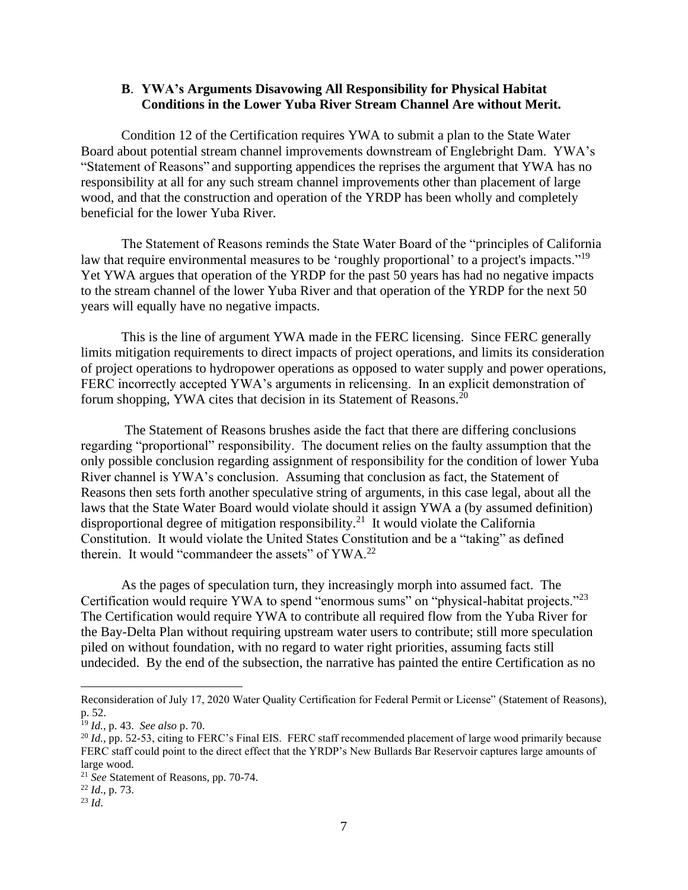### B. YWA's Arguments Disavowing All Responsibility for Physical Habitat Conditions in the Lower Yuba River Stream Channel Are without Merit.

Condition 12 of the Certification requires YWA to submit a plan to the State Water Board about potential stream channel improvements downstream of Englebright Dam. YWA's "Statement of Reasons" and supporting appendices the reprises the argument that YWA has no responsibility at all for any such stream channel improvements other than placement of large wood, and that the construction and operation of the YRDP has been wholly and completely beneficial for the lower Yuba River.

The Statement of Reasons reminds the State Water Board of the "principles of California law that require environmental measures to be 'roughly proportional' to a project's impacts."[19] Yet YWA argues that operation of the YRDP for the past 50 years has had no negative impacts to the stream channel of the lower Yuba River and that operation of the YRDP for the next 50 years will equally have no negative impacts.

This is the line of argument YWA made in the FERC licensing. Since FERC generally limits mitigation requirements to direct impacts of project operations, and limits its consideration of project operations to hydropower operations as opposed to water supply and power operations, FERC incorrectly accepted YWA's arguments in relicensing. In an explicit demonstration of forum shopping, YWA cites that decision in its Statement of Reasons.[20]

The Statement of Reasons brushes aside the fact that there are differing conclusions regarding "proportional" responsibility. The document relies on the faulty assumption that the only possible conclusion regarding assignment of responsibility for the condition of lower Yuba River channel is YWA's conclusion. Assuming that conclusion as fact, the Statement of Reasons then sets forth another speculative string of arguments, in this case legal, about all the laws that the State Water Board would violate should it assign YWA a (by assumed definition) disproportional degree of mitigation responsibility.[21] It would violate the California Constitution. It would violate the United States Constitution and be a "taking" as defined therein. It would "commandeer the assets" of YWA.[22]

As the pages of speculation turn, they increasingly morph into assumed fact. The Certification would require YWA to spend "enormous sums" on "physical-habitat projects."[23] The Certification would require YWA to contribute all required flow from the Yuba River for the Bay-Delta Plan without requiring upstream water users to contribute; still more speculation piled on without foundation, with no regard to water right priorities, assuming facts still undecided. By the end of the subsection, the narrative has painted the entire Certification as no

---

Reconsideration of July 17, 2020 Water Quality Certification for Federal Permit or License" (Statement of Reasons), p. 52.

[19] *Id.*, p. 43. *See also* p. 70.

[20] *Id.*, pp. 52-53, citing to FERC's Final EIS. FERC staff recommended placement of large wood primarily because FERC staff could point to the direct effect that the YRDP's New Bullards Bar Reservoir captures large amounts of large wood.

[21] *See* Statement of Reasons, pp. 70-74.

[22] *Id*., p. 73.

[23] *Id*.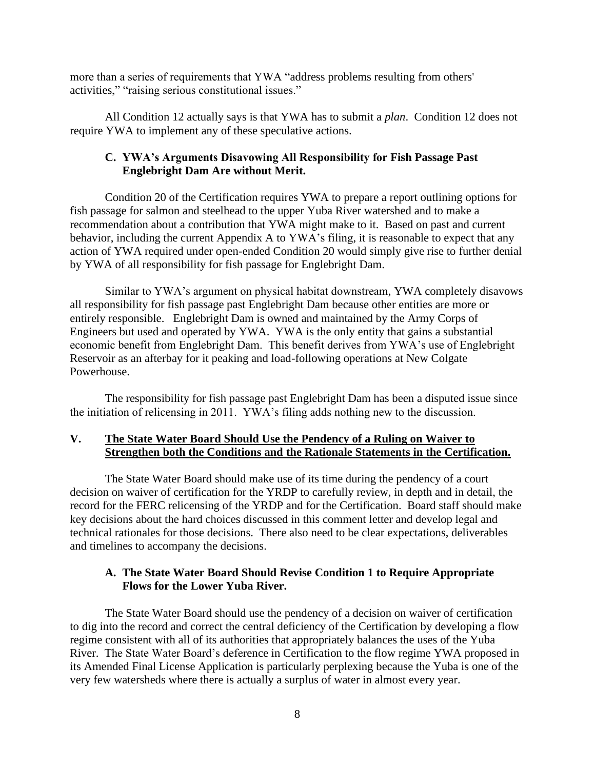more than a series of requirements that YWA "address problems resulting from others' activities," "raising serious constitutional issues."

All Condition 12 actually says is that YWA has to submit a *plan*. Condition 12 does not require YWA to implement any of these speculative actions.

### C. YWA's Arguments Disavowing All Responsibility for Fish Passage Past Englebright Dam Are without Merit.

Condition 20 of the Certification requires YWA to prepare a report outlining options for fish passage for salmon and steelhead to the upper Yuba River watershed and to make a recommendation about a contribution that YWA might make to it. Based on past and current behavior, including the current Appendix A to YWA's filing, it is reasonable to expect that any action of YWA required under open-ended Condition 20 would simply give rise to further denial by YWA of all responsibility for fish passage for Englebright Dam.

Similar to YWA's argument on physical habitat downstream, YWA completely disavows all responsibility for fish passage past Englebright Dam because other entities are more or entirely responsible. Englebright Dam is owned and maintained by the Army Corps of Engineers but used and operated by YWA. YWA is the only entity that gains a substantial economic benefit from Englebright Dam. This benefit derives from YWA's use of Englebright Reservoir as an afterbay for it peaking and load-following operations at New Colgate Powerhouse.

The responsibility for fish passage past Englebright Dam has been a disputed issue since the initiation of relicensing in 2011. YWA's filing adds nothing new to the discussion.

## V. <u>The State Water Board Should Use the Pendency of a Ruling on Waiver to Strengthen both the Conditions and the Rationale Statements in the Certification.</u>

The State Water Board should make use of its time during the pendency of a court decision on waiver of certification for the YRDP to carefully review, in depth and in detail, the record for the FERC relicensing of the YRDP and for the Certification. Board staff should make key decisions about the hard choices discussed in this comment letter and develop legal and technical rationales for those decisions. There also need to be clear expectations, deliverables and timelines to accompany the decisions.

### A. The State Water Board Should Revise Condition 1 to Require Appropriate Flows for the Lower Yuba River.

The State Water Board should use the pendency of a decision on waiver of certification to dig into the record and correct the central deficiency of the Certification by developing a flow regime consistent with all of its authorities that appropriately balances the uses of the Yuba River. The State Water Board's deference in Certification to the flow regime YWA proposed in its Amended Final License Application is particularly perplexing because the Yuba is one of the very few watersheds where there is actually a surplus of water in almost every year.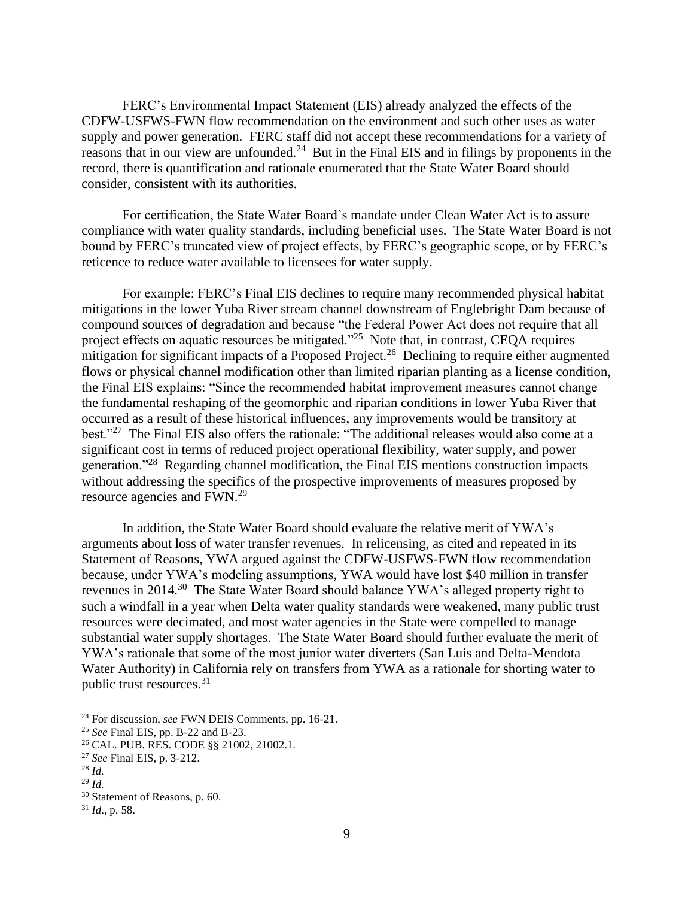FERC's Environmental Impact Statement (EIS) already analyzed the effects of the CDFW-USFWS-FWN flow recommendation on the environment and such other uses as water supply and power generation. FERC staff did not accept these recommendations for a variety of reasons that in our view are unfounded.[24] But in the Final EIS and in filings by proponents in the record, there is quantification and rationale enumerated that the State Water Board should consider, consistent with its authorities.

For certification, the State Water Board's mandate under Clean Water Act is to assure compliance with water quality standards, including beneficial uses. The State Water Board is not bound by FERC's truncated view of project effects, by FERC's geographic scope, or by FERC's reticence to reduce water available to licensees for water supply.

For example: FERC's Final EIS declines to require many recommended physical habitat mitigations in the lower Yuba River stream channel downstream of Englebright Dam because of compound sources of degradation and because "the Federal Power Act does not require that all project effects on aquatic resources be mitigated."[25] Note that, in contrast, CEQA requires mitigation for significant impacts of a Proposed Project.[26] Declining to require either augmented flows or physical channel modification other than limited riparian planting as a license condition, the Final EIS explains: "Since the recommended habitat improvement measures cannot change the fundamental reshaping of the geomorphic and riparian conditions in lower Yuba River that occurred as a result of these historical influences, any improvements would be transitory at best."[27] The Final EIS also offers the rationale: "The additional releases would also come at a significant cost in terms of reduced project operational flexibility, water supply, and power generation."[28] Regarding channel modification, the Final EIS mentions construction impacts without addressing the specifics of the prospective improvements of measures proposed by resource agencies and FWN.[29]

In addition, the State Water Board should evaluate the relative merit of YWA's arguments about loss of water transfer revenues. In relicensing, as cited and repeated in its Statement of Reasons, YWA argued against the CDFW-USFWS-FWN flow recommendation because, under YWA's modeling assumptions, YWA would have lost $40 million in transfer revenues in 2014.[30] The State Water Board should balance YWA's alleged property right to such a windfall in a year when Delta water quality standards were weakened, many public trust resources were decimated, and most water agencies in the State were compelled to manage substantial water supply shortages. The State Water Board should further evaluate the merit of YWA's rationale that some of the most junior water diverters (San Luis and Delta-Mendota Water Authority) in California rely on transfers from YWA as a rationale for shorting water to public trust resources.[31]

---

[24] For discussion, *see* FWN DEIS Comments, pp. 16-21.

[25] *See* Final EIS, pp. B-22 and B-23.

[26] CAL. PUB. RES. CODE §§ 21002, 21002.1.

[27] *See* Final EIS, p. 3-212.

[28] *Id.*

[29] *Id.*

[30] Statement of Reasons, p. 60.

[31] *Id*., p. 58.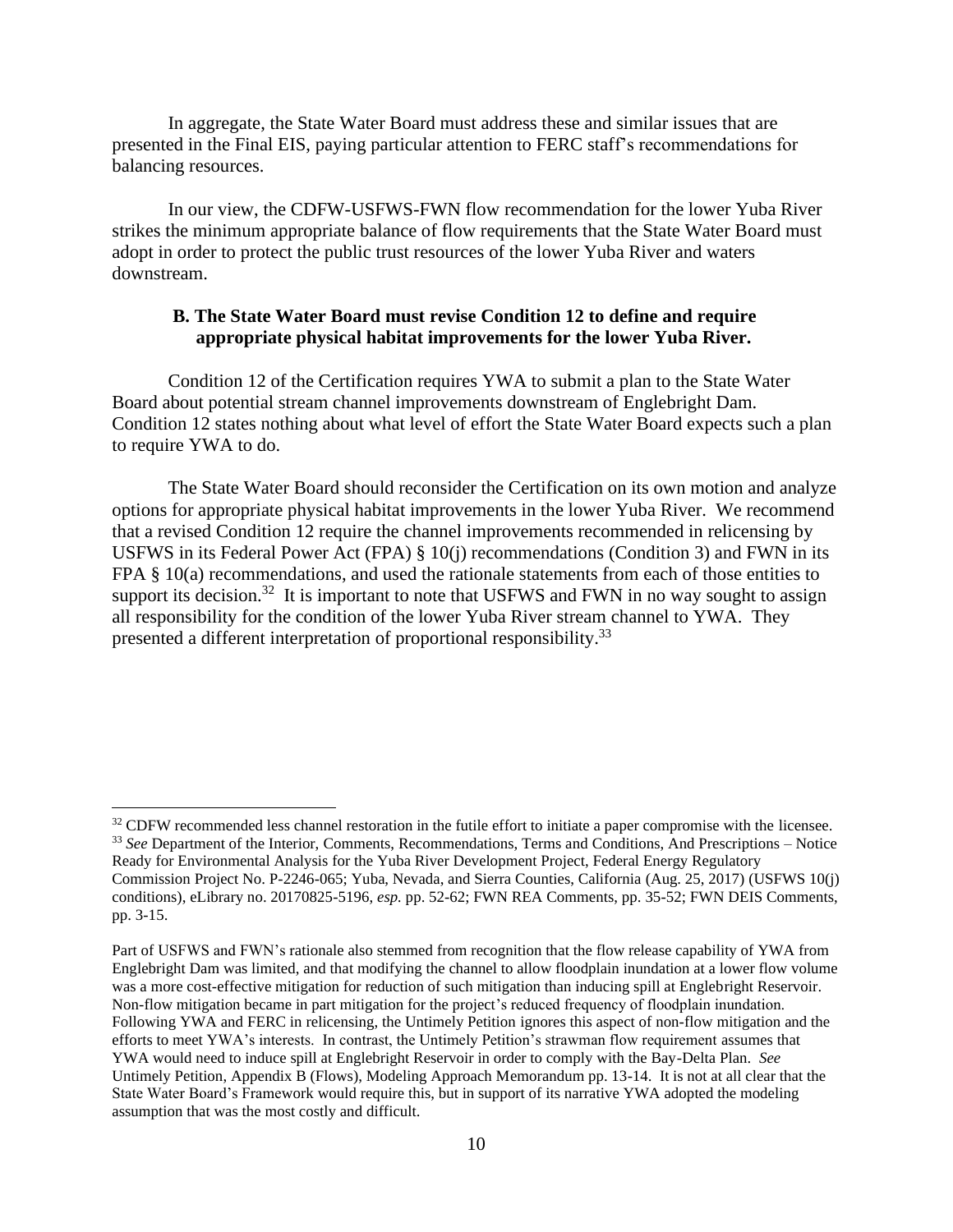In aggregate, the State Water Board must address these and similar issues that are presented in the Final EIS, paying particular attention to FERC staff's recommendations for balancing resources.

In our view, the CDFW-USFWS-FWN flow recommendation for the lower Yuba River strikes the minimum appropriate balance of flow requirements that the State Water Board must adopt in order to protect the public trust resources of the lower Yuba River and waters downstream.

### B. The State Water Board must revise Condition 12 to define and require appropriate physical habitat improvements for the lower Yuba River.

Condition 12 of the Certification requires YWA to submit a plan to the State Water Board about potential stream channel improvements downstream of Englebright Dam. Condition 12 states nothing about what level of effort the State Water Board expects such a plan to require YWA to do.

The State Water Board should reconsider the Certification on its own motion and analyze options for appropriate physical habitat improvements in the lower Yuba River. We recommend that a revised Condition 12 require the channel improvements recommended in relicensing by USFWS in its Federal Power Act (FPA) § 10(j) recommendations (Condition 3) and FWN in its FPA § 10(a) recommendations, and used the rationale statements from each of those entities to support its decision.[32] It is important to note that USFWS and FWN in no way sought to assign all responsibility for the condition of the lower Yuba River stream channel to YWA. They presented a different interpretation of proportional responsibility.[33]

---

[32] CDFW recommended less channel restoration in the futile effort to initiate a paper compromise with the licensee.

[33] *See* Department of the Interior, Comments, Recommendations, Terms and Conditions, And Prescriptions – Notice Ready for Environmental Analysis for the Yuba River Development Project, Federal Energy Regulatory Commission Project No. P-2246-065; Yuba, Nevada, and Sierra Counties, California (Aug. 25, 2017) (USFWS 10(j) conditions), eLibrary no. 20170825-5196, *esp.* pp. 52-62; FWN REA Comments, pp. 35-52; FWN DEIS Comments, pp. 3-15.

Part of USFWS and FWN's rationale also stemmed from recognition that the flow release capability of YWA from Englebright Dam was limited, and that modifying the channel to allow floodplain inundation at a lower flow volume was a more cost-effective mitigation for reduction of such mitigation than inducing spill at Englebright Reservoir. Non-flow mitigation became in part mitigation for the project's reduced frequency of floodplain inundation. Following YWA and FERC in relicensing, the Untimely Petition ignores this aspect of non-flow mitigation and the efforts to meet YWA's interests. In contrast, the Untimely Petition's strawman flow requirement assumes that YWA would need to induce spill at Englebright Reservoir in order to comply with the Bay-Delta Plan. *See* Untimely Petition, Appendix B (Flows), Modeling Approach Memorandum pp. 13-14. It is not at all clear that the State Water Board's Framework would require this, but in support of its narrative YWA adopted the modeling assumption that was the most costly and difficult.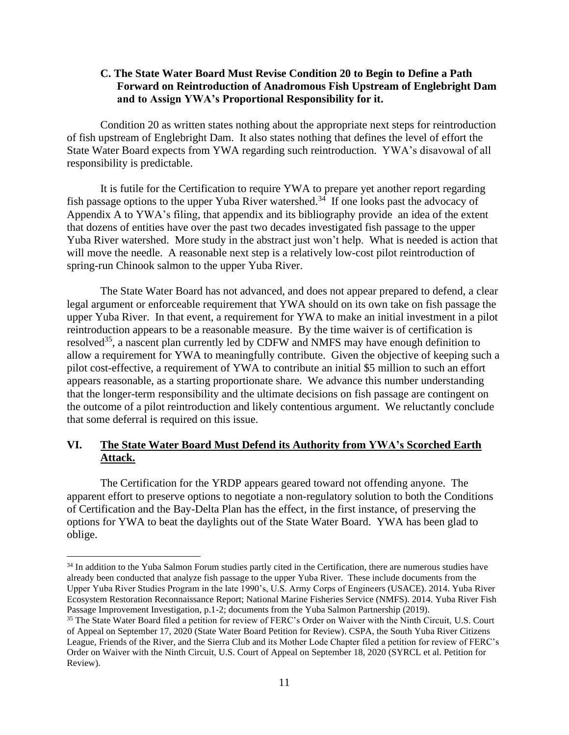### C. The State Water Board Must Revise Condition 20 to Begin to Define a Path Forward on Reintroduction of Anadromous Fish Upstream of Englebright Dam and to Assign YWA's Proportional Responsibility for it.

Condition 20 as written states nothing about the appropriate next steps for reintroduction of fish upstream of Englebright Dam. It also states nothing that defines the level of effort the State Water Board expects from YWA regarding such reintroduction. YWA's disavowal of all responsibility is predictable.

It is futile for the Certification to require YWA to prepare yet another report regarding fish passage options to the upper Yuba River watershed.[34] If one looks past the advocacy of Appendix A to YWA's filing, that appendix and its bibliography provide an idea of the extent that dozens of entities have over the past two decades investigated fish passage to the upper Yuba River watershed. More study in the abstract just won't help. What is needed is action that will move the needle. A reasonable next step is a relatively low-cost pilot reintroduction of spring-run Chinook salmon to the upper Yuba River.

The State Water Board has not advanced, and does not appear prepared to defend, a clear legal argument or enforceable requirement that YWA should on its own take on fish passage the upper Yuba River. In that event, a requirement for YWA to make an initial investment in a pilot reintroduction appears to be a reasonable measure. By the time waiver is of certification is resolved[35], a nascent plan currently led by CDFW and NMFS may have enough definition to allow a requirement for YWA to meaningfully contribute. Given the objective of keeping such a pilot cost-effective, a requirement of YWA to contribute an initial $5 million to such an effort appears reasonable, as a starting proportionate share. We advance this number understanding that the longer-term responsibility and the ultimate decisions on fish passage are contingent on the outcome of a pilot reintroduction and likely contentious argument. We reluctantly conclude that some deferral is required on this issue.

## VI. The State Water Board Must Defend its Authority from YWA's Scorched Earth Attack.

The Certification for the YRDP appears geared toward not offending anyone. The apparent effort to preserve options to negotiate a non-regulatory solution to both the Conditions of Certification and the Bay-Delta Plan has the effect, in the first instance, of preserving the options for YWA to beat the daylights out of the State Water Board. YWA has been glad to oblige.

---

[34] In addition to the Yuba Salmon Forum studies partly cited in the Certification, there are numerous studies have already been conducted that analyze fish passage to the upper Yuba River. These include documents from the Upper Yuba River Studies Program in the late 1990's, U.S. Army Corps of Engineers (USACE). 2014. Yuba River Ecosystem Restoration Reconnaissance Report; National Marine Fisheries Service (NMFS). 2014. Yuba River Fish Passage Improvement Investigation, p.1-2; documents from the Yuba Salmon Partnership (2019).

[35] The State Water Board filed a petition for review of FERC's Order on Waiver with the Ninth Circuit, U.S. Court of Appeal on September 17, 2020 (State Water Board Petition for Review). CSPA, the South Yuba River Citizens League, Friends of the River, and the Sierra Club and its Mother Lode Chapter filed a petition for review of FERC's Order on Waiver with the Ninth Circuit, U.S. Court of Appeal on September 18, 2020 (SYRCL et al. Petition for Review).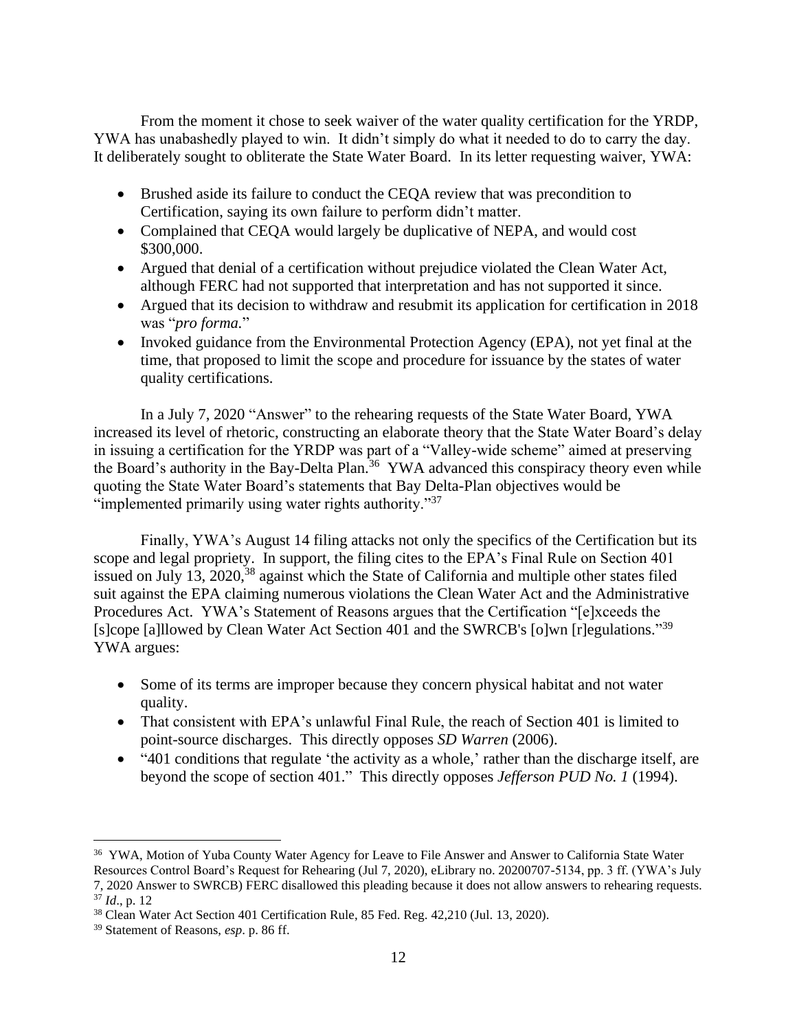From the moment it chose to seek waiver of the water quality certification for the YRDP, YWA has unabashedly played to win. It didn't simply do what it needed to do to carry the day. It deliberately sought to obliterate the State Water Board. In its letter requesting waiver, YWA:

- Brushed aside its failure to conduct the CEQA review that was precondition to Certification, saying its own failure to perform didn't matter.
- Complained that CEQA would largely be duplicative of NEPA, and would cost $300,000.
- Argued that denial of a certification without prejudice violated the Clean Water Act, although FERC had not supported that interpretation and has not supported it since.
- Argued that its decision to withdraw and resubmit its application for certification in 2018 was "*pro forma.*"
- Invoked guidance from the Environmental Protection Agency (EPA), not yet final at the time, that proposed to limit the scope and procedure for issuance by the states of water quality certifications.

In a July 7, 2020 "Answer" to the rehearing requests of the State Water Board, YWA increased its level of rhetoric, constructing an elaborate theory that the State Water Board's delay in issuing a certification for the YRDP was part of a "Valley-wide scheme" aimed at preserving the Board's authority in the Bay-Delta Plan.[36] YWA advanced this conspiracy theory even while quoting the State Water Board's statements that Bay Delta-Plan objectives would be "implemented primarily using water rights authority."[37]

Finally, YWA's August 14 filing attacks not only the specifics of the Certification but its scope and legal propriety. In support, the filing cites to the EPA's Final Rule on Section 401 issued on July 13, 2020,[38] against which the State of California and multiple other states filed suit against the EPA claiming numerous violations the Clean Water Act and the Administrative Procedures Act. YWA's Statement of Reasons argues that the Certification "[e]xceeds the [s]cope [a]llowed by Clean Water Act Section 401 and the SWRCB's [o]wn [r]egulations."[39] YWA argues:

- Some of its terms are improper because they concern physical habitat and not water quality.
- That consistent with EPA's unlawful Final Rule, the reach of Section 401 is limited to point-source discharges. This directly opposes *SD Warren* (2006).
- "401 conditions that regulate 'the activity as a whole,' rather than the discharge itself, are beyond the scope of section 401." This directly opposes *Jefferson PUD No. 1* (1994).

---

[36] YWA, Motion of Yuba County Water Agency for Leave to File Answer and Answer to California State Water Resources Control Board's Request for Rehearing (Jul 7, 2020), eLibrary no. 20200707-5134, pp. 3 ff. (YWA's July 7, 2020 Answer to SWRCB) FERC disallowed this pleading because it does not allow answers to rehearing requests.

[37] *Id*., p. 12

[38] Clean Water Act Section 401 Certification Rule, 85 Fed. Reg. 42,210 (Jul. 13, 2020).

[39] Statement of Reasons, *esp*. p. 86 ff.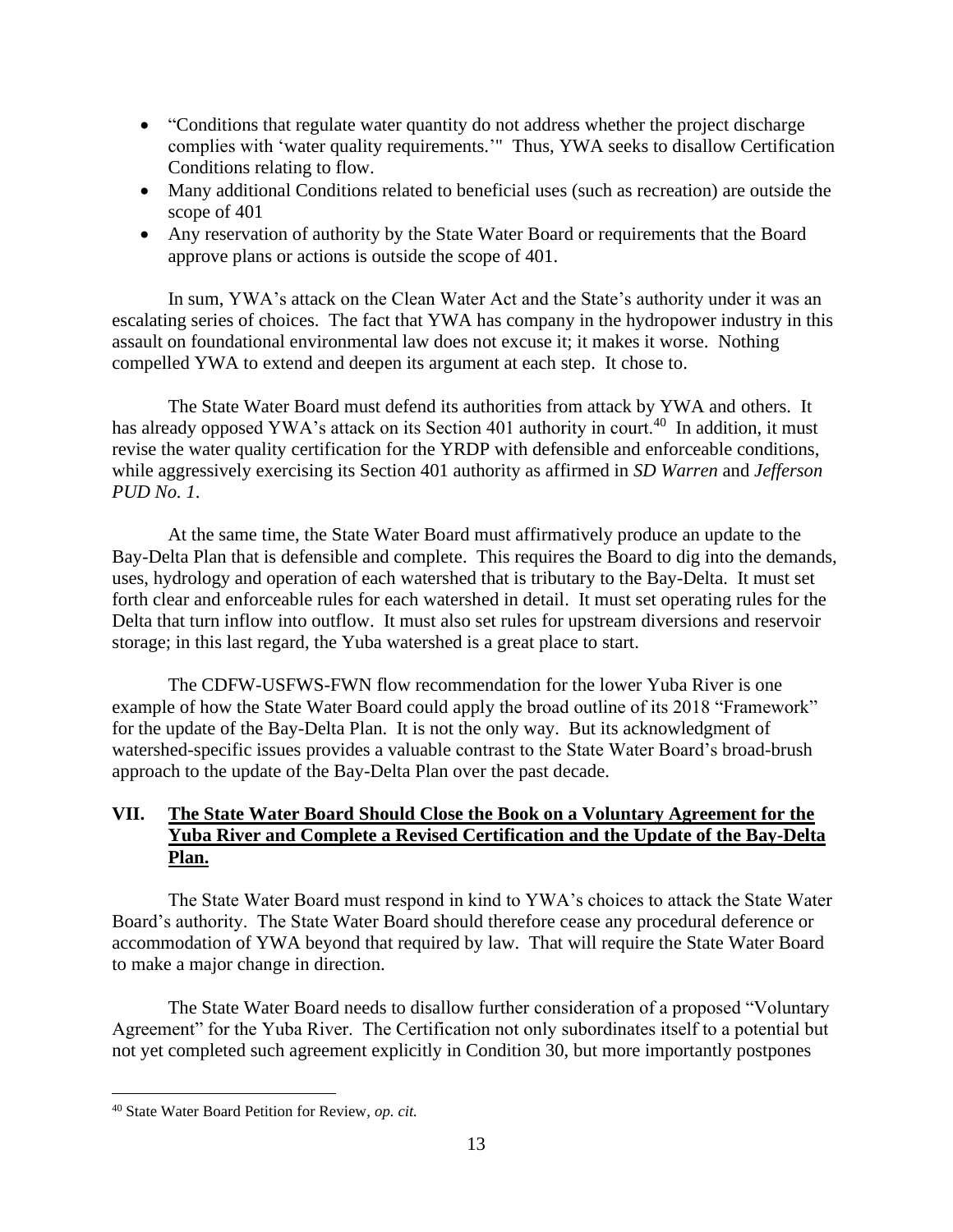- "Conditions that regulate water quantity do not address whether the project discharge complies with 'water quality requirements.'" Thus, YWA seeks to disallow Certification Conditions relating to flow.
- Many additional Conditions related to beneficial uses (such as recreation) are outside the scope of 401
- Any reservation of authority by the State Water Board or requirements that the Board approve plans or actions is outside the scope of 401.

In sum, YWA's attack on the Clean Water Act and the State's authority under it was an escalating series of choices. The fact that YWA has company in the hydropower industry in this assault on foundational environmental law does not excuse it; it makes it worse. Nothing compelled YWA to extend and deepen its argument at each step. It chose to.

The State Water Board must defend its authorities from attack by YWA and others. It has already opposed YWA's attack on its Section 401 authority in court.[40] In addition, it must revise the water quality certification for the YRDP with defensible and enforceable conditions, while aggressively exercising its Section 401 authority as affirmed in *SD Warren* and *Jefferson PUD No. 1*.

At the same time, the State Water Board must affirmatively produce an update to the Bay-Delta Plan that is defensible and complete. This requires the Board to dig into the demands, uses, hydrology and operation of each watershed that is tributary to the Bay-Delta. It must set forth clear and enforceable rules for each watershed in detail. It must set operating rules for the Delta that turn inflow into outflow. It must also set rules for upstream diversions and reservoir storage; in this last regard, the Yuba watershed is a great place to start.

The CDFW-USFWS-FWN flow recommendation for the lower Yuba River is one example of how the State Water Board could apply the broad outline of its 2018 "Framework" for the update of the Bay-Delta Plan. It is not the only way. But its acknowledgment of watershed-specific issues provides a valuable contrast to the State Water Board's broad-brush approach to the update of the Bay-Delta Plan over the past decade.

## VII. The State Water Board Should Close the Book on a Voluntary Agreement for the Yuba River and Complete a Revised Certification and the Update of the Bay-Delta Plan.

The State Water Board must respond in kind to YWA's choices to attack the State Water Board's authority. The State Water Board should therefore cease any procedural deference or accommodation of YWA beyond that required by law. That will require the State Water Board to make a major change in direction.

The State Water Board needs to disallow further consideration of a proposed "Voluntary Agreement" for the Yuba River. The Certification not only subordinates itself to a potential but not yet completed such agreement explicitly in Condition 30, but more importantly postpones

---

[40] State Water Board Petition for Review, *op. cit.*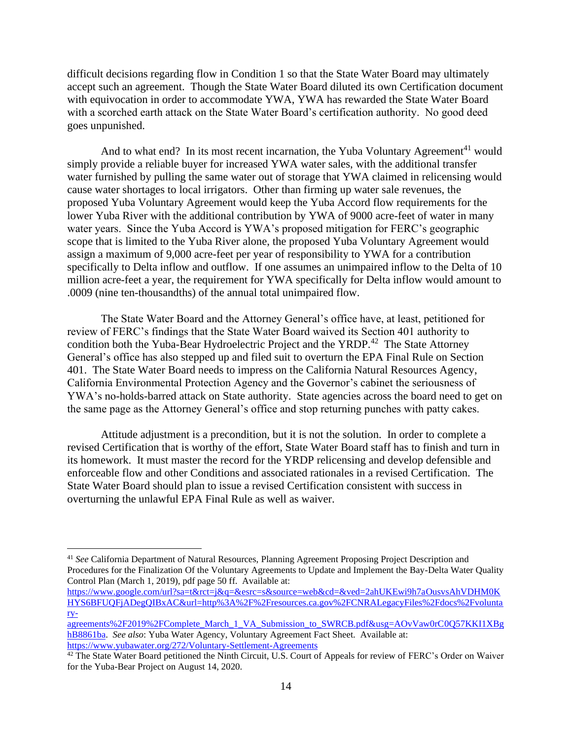difficult decisions regarding flow in Condition 1 so that the State Water Board may ultimately accept such an agreement. Though the State Water Board diluted its own Certification document with equivocation in order to accommodate YWA, YWA has rewarded the State Water Board with a scorched earth attack on the State Water Board's certification authority. No good deed goes unpunished.

And to what end? In its most recent incarnation, the Yuba Voluntary Agreement[41] would simply provide a reliable buyer for increased YWA water sales, with the additional transfer water furnished by pulling the same water out of storage that YWA claimed in relicensing would cause water shortages to local irrigators. Other than firming up water sale revenues, the proposed Yuba Voluntary Agreement would keep the Yuba Accord flow requirements for the lower Yuba River with the additional contribution by YWA of 9000 acre-feet of water in many water years. Since the Yuba Accord is YWA's proposed mitigation for FERC's geographic scope that is limited to the Yuba River alone, the proposed Yuba Voluntary Agreement would assign a maximum of 9,000 acre-feet per year of responsibility to YWA for a contribution specifically to Delta inflow and outflow. If one assumes an unimpaired inflow to the Delta of 10 million acre-feet a year, the requirement for YWA specifically for Delta inflow would amount to .0009 (nine ten-thousandths) of the annual total unimpaired flow.

The State Water Board and the Attorney General's office have, at least, petitioned for review of FERC's findings that the State Water Board waived its Section 401 authority to condition both the Yuba-Bear Hydroelectric Project and the YRDP.[42] The State Attorney General's office has also stepped up and filed suit to overturn the EPA Final Rule on Section 401. The State Water Board needs to impress on the California Natural Resources Agency, California Environmental Protection Agency and the Governor's cabinet the seriousness of YWA's no-holds-barred attack on State authority. State agencies across the board need to get on the same page as the Attorney General's office and stop returning punches with patty cakes.

Attitude adjustment is a precondition, but it is not the solution. In order to complete a revised Certification that is worthy of the effort, State Water Board staff has to finish and turn in its homework. It must master the record for the YRDP relicensing and develop defensible and enforceable flow and other Conditions and associated rationales in a revised Certification. The State Water Board should plan to issue a revised Certification consistent with success in overturning the unlawful EPA Final Rule as well as waiver.

---

[41] *See* California Department of Natural Resources, Planning Agreement Proposing Project Description and Procedures for the Finalization Of the Voluntary Agreements to Update and Implement the Bay-Delta Water Quality Control Plan (March 1, 2019), pdf page 50 ff. Available at: https://www.google.com/url?sa=t&rct=j&q=&esrc=s&source=web&cd=&ved=2ahUKEwi9h7aOusvsAhVDHM0KHYS6BFUQFjADegQIBxAC&url=http%3A%2F%2Fresources.ca.gov%2FCNRALegacyFiles%2Fdocs%2Fvoluntary-agreements%2F2019%2FComplete_March_1_VA_Submission_to_SWRCB.pdf&usg=AOvVaw0rC0Q57KKI1XBghB8861ba. *See also*: Yuba Water Agency, Voluntary Agreement Fact Sheet. Available at: https://www.yubawater.org/272/Voluntary-Settlement-Agreements

[42] The State Water Board petitioned the Ninth Circuit, U.S. Court of Appeals for review of FERC's Order on Waiver for the Yuba-Bear Project on August 14, 2020.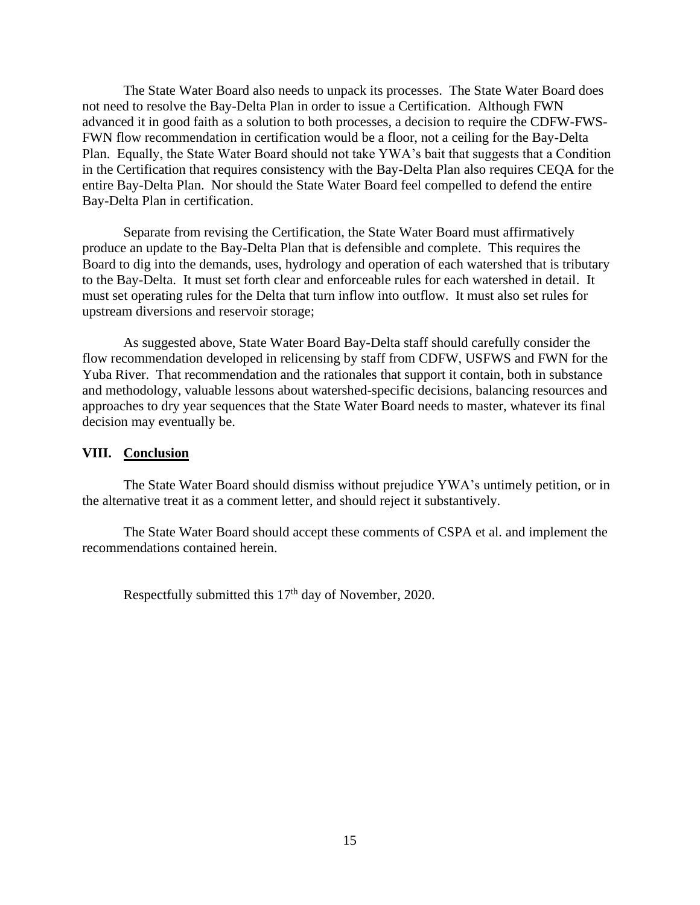The State Water Board also needs to unpack its processes. The State Water Board does not need to resolve the Bay-Delta Plan in order to issue a Certification. Although FWN advanced it in good faith as a solution to both processes, a decision to require the CDFW-FWS-FWN flow recommendation in certification would be a floor, not a ceiling for the Bay-Delta Plan. Equally, the State Water Board should not take YWA's bait that suggests that a Condition in the Certification that requires consistency with the Bay-Delta Plan also requires CEQA for the entire Bay-Delta Plan. Nor should the State Water Board feel compelled to defend the entire Bay-Delta Plan in certification.

Separate from revising the Certification, the State Water Board must affirmatively produce an update to the Bay-Delta Plan that is defensible and complete. This requires the Board to dig into the demands, uses, hydrology and operation of each watershed that is tributary to the Bay-Delta. It must set forth clear and enforceable rules for each watershed in detail. It must set operating rules for the Delta that turn inflow into outflow. It must also set rules for upstream diversions and reservoir storage;

As suggested above, State Water Board Bay-Delta staff should carefully consider the flow recommendation developed in relicensing by staff from CDFW, USFWS and FWN for the Yuba River. That recommendation and the rationales that support it contain, both in substance and methodology, valuable lessons about watershed-specific decisions, balancing resources and approaches to dry year sequences that the State Water Board needs to master, whatever its final decision may eventually be.

## VIII. Conclusion

The State Water Board should dismiss without prejudice YWA's untimely petition, or in the alternative treat it as a comment letter, and should reject it substantively.

The State Water Board should accept these comments of CSPA et al. and implement the recommendations contained herein.

Respectfully submitted this 17th day of November, 2020.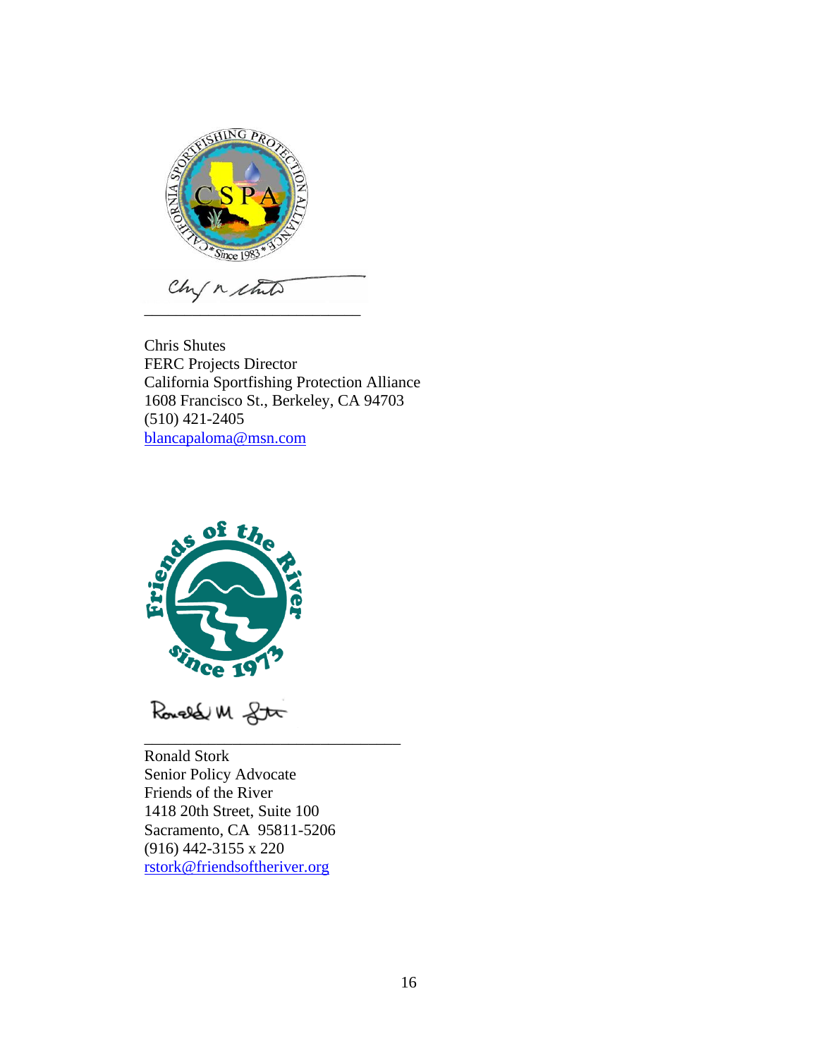Chris Shutes  
FERC Projects Director  
California Sportfishing Protection Alliance  
1608 Francisco St., Berkeley, CA 94703  
(510) 421-2405  
blancapaloma@msn.com

Ronald Stork  
Senior Policy Advocate  
Friends of the River  
1418 20th Street, Suite 100  
Sacramento, CA 95811-5206  
(916) 442-3155 x 220  
rstork@friendsoftheriver.org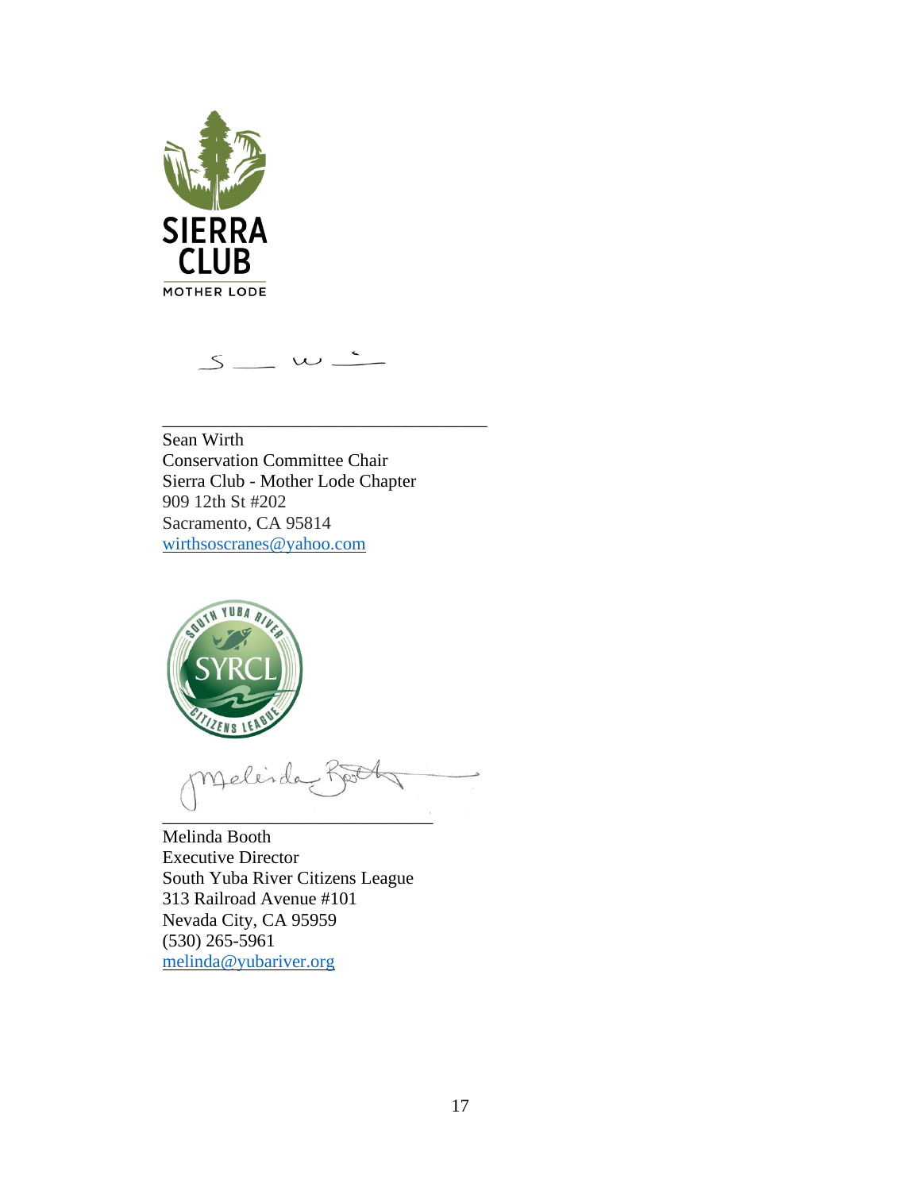Sean Wirth
Conservation Committee Chair
Sierra Club - Mother Lode Chapter
909 12th St #202
Sacramento, CA 95814
wirthsoscranes@yahoo.com

Melinda Booth
Executive Director
South Yuba River Citizens League
313 Railroad Avenue #101
Nevada City, CA 95959
(530) 265-5961
melinda@yubariver.org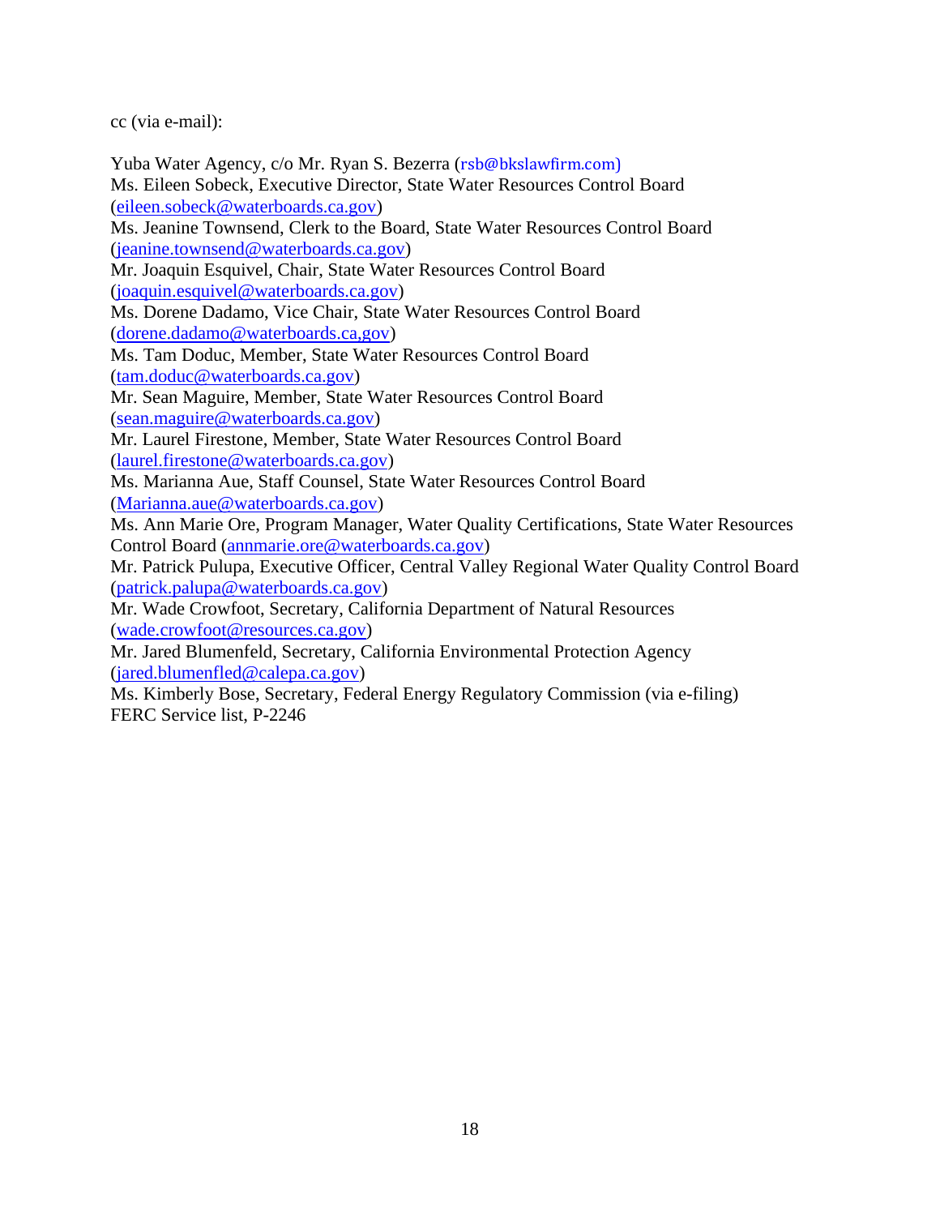cc (via e-mail):

Yuba Water Agency, c/o Mr. Ryan S. Bezerra (rsb@bkslawfirm.com)
Ms. Eileen Sobeck, Executive Director, State Water Resources Control Board (eileen.sobeck@waterboards.ca.gov)
Ms. Jeanine Townsend, Clerk to the Board, State Water Resources Control Board (jeanine.townsend@waterboards.ca.gov)
Mr. Joaquin Esquivel, Chair, State Water Resources Control Board (joaquin.esquivel@waterboards.ca.gov)
Ms. Dorene Dadamo, Vice Chair, State Water Resources Control Board (dorene.dadamo@waterboards.ca,gov)
Ms. Tam Doduc, Member, State Water Resources Control Board (tam.doduc@waterboards.ca.gov)
Mr. Sean Maguire, Member, State Water Resources Control Board (sean.maguire@waterboards.ca.gov)
Mr. Laurel Firestone, Member, State Water Resources Control Board (laurel.firestone@waterboards.ca.gov)
Ms. Marianna Aue, Staff Counsel, State Water Resources Control Board (Marianna.aue@waterboards.ca.gov)
Ms. Ann Marie Ore, Program Manager, Water Quality Certifications, State Water Resources Control Board (annmarie.ore@waterboards.ca.gov)
Mr. Patrick Pulupa, Executive Officer, Central Valley Regional Water Quality Control Board (patrick.palupa@waterboards.ca.gov)
Mr. Wade Crowfoot, Secretary, California Department of Natural Resources (wade.crowfoot@resources.ca.gov)
Mr. Jared Blumenfeld, Secretary, California Environmental Protection Agency (jared.blumenfled@calepa.ca.gov)
Ms. Kimberly Bose, Secretary, Federal Energy Regulatory Commission (via e-filing)
FERC Service list, P-2246